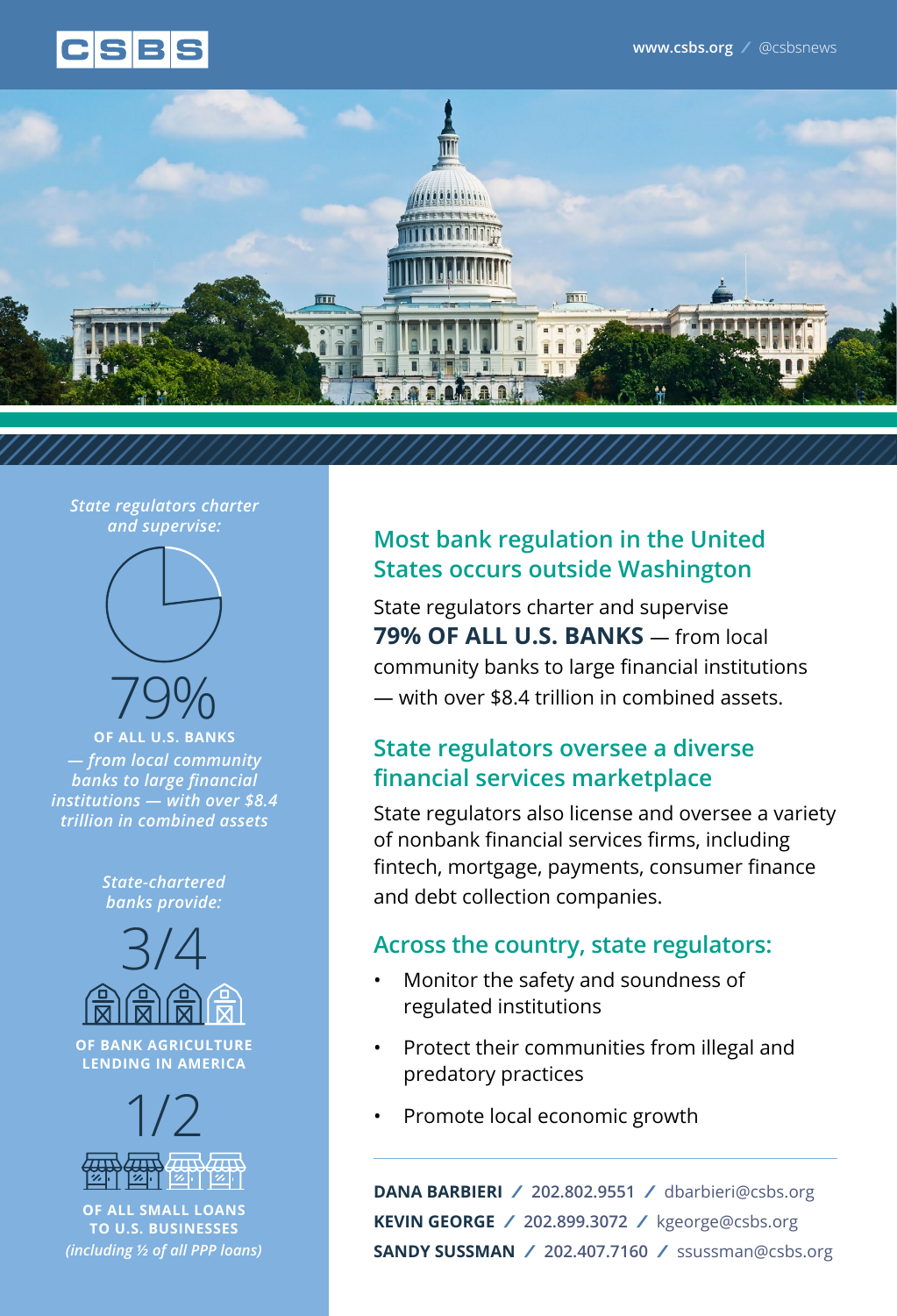CSBS

www.csbs.org / @csbsnews

*State regulators charter and supervise:*

79%

**OF ALL U.S. BANKS**

*— from local community banks to large financial institutions — with over $8.4 trillion in combined assets*

*State-chartered banks provide:*

3/4

**OF BANK AGRICULTURE LENDING IN AMERICA**

1/2

**OF ALL SMALL LOANS TO U.S. BUSINESSES**

*(including ½ of all PPP loans)*

## Most bank regulation in the United States occurs outside Washington

State regulators charter and supervise **79% OF ALL U.S. BANKS** — from local community banks to large financial institutions — with over $8.4 trillion in combined assets.

## State regulators oversee a diverse financial services marketplace

State regulators also license and oversee a variety of nonbank financial services firms, including fintech, mortgage, payments, consumer finance and debt collection companies.

## Across the country, state regulators:

- Monitor the safety and soundness of regulated institutions
- Protect their communities from illegal and predatory practices
- Promote local economic growth

**DANA BARBIERI** / 202.802.9551 / dbarbieri@csbs.org
**KEVIN GEORGE** / 202.899.3072 / kgeorge@csbs.org
**SANDY SUSSMAN** / 202.407.7160 / ssussman@csbs.org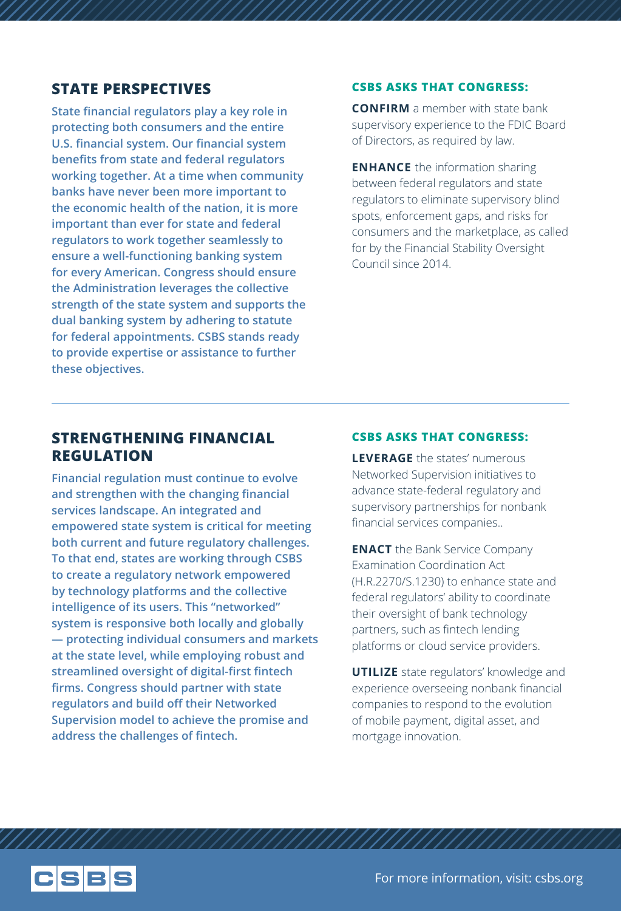## STATE PERSPECTIVES

**State financial regulators play a key role in protecting both consumers and the entire U.S. financial system. Our financial system benefits from state and federal regulators working together. At a time when community banks have never been more important to the economic health of the nation, it is more important than ever for state and federal regulators to work together seamlessly to ensure a well-functioning banking system for every American. Congress should ensure the Administration leverages the collective strength of the state system and supports the dual banking system by adhering to statute for federal appointments. CSBS stands ready to provide expertise or assistance to further these objectives.**

**CSBS ASKS THAT CONGRESS:**

**CONFIRM** a member with state bank supervisory experience to the FDIC Board of Directors, as required by law.

**ENHANCE** the information sharing between federal regulators and state regulators to eliminate supervisory blind spots, enforcement gaps, and risks for consumers and the marketplace, as called for by the Financial Stability Oversight Council since 2014.

---

## STRENGTHENING FINANCIAL REGULATION

**Financial regulation must continue to evolve and strengthen with the changing financial services landscape. An integrated and empowered state system is critical for meeting both current and future regulatory challenges. To that end, states are working through CSBS to create a regulatory network empowered by technology platforms and the collective intelligence of its users. This "networked" system is responsive both locally and globally — protecting individual consumers and markets at the state level, while employing robust and streamlined oversight of digital-first fintech firms. Congress should partner with state regulators and build off their Networked Supervision model to achieve the promise and address the challenges of fintech.**

**CSBS ASKS THAT CONGRESS:**

**LEVERAGE** the states' numerous Networked Supervision initiatives to advance state-federal regulatory and supervisory partnerships for nonbank financial services companies..

**ENACT** the Bank Service Company Examination Coordination Act (H.R.2270/S.1230) to enhance state and federal regulators' ability to coordinate their oversight of bank technology partners, such as fintech lending platforms or cloud service providers.

**UTILIZE** state regulators' knowledge and experience overseeing nonbank financial companies to respond to the evolution of mobile payment, digital asset, and mortgage innovation.

CSBS

For more information, visit: csbs.org